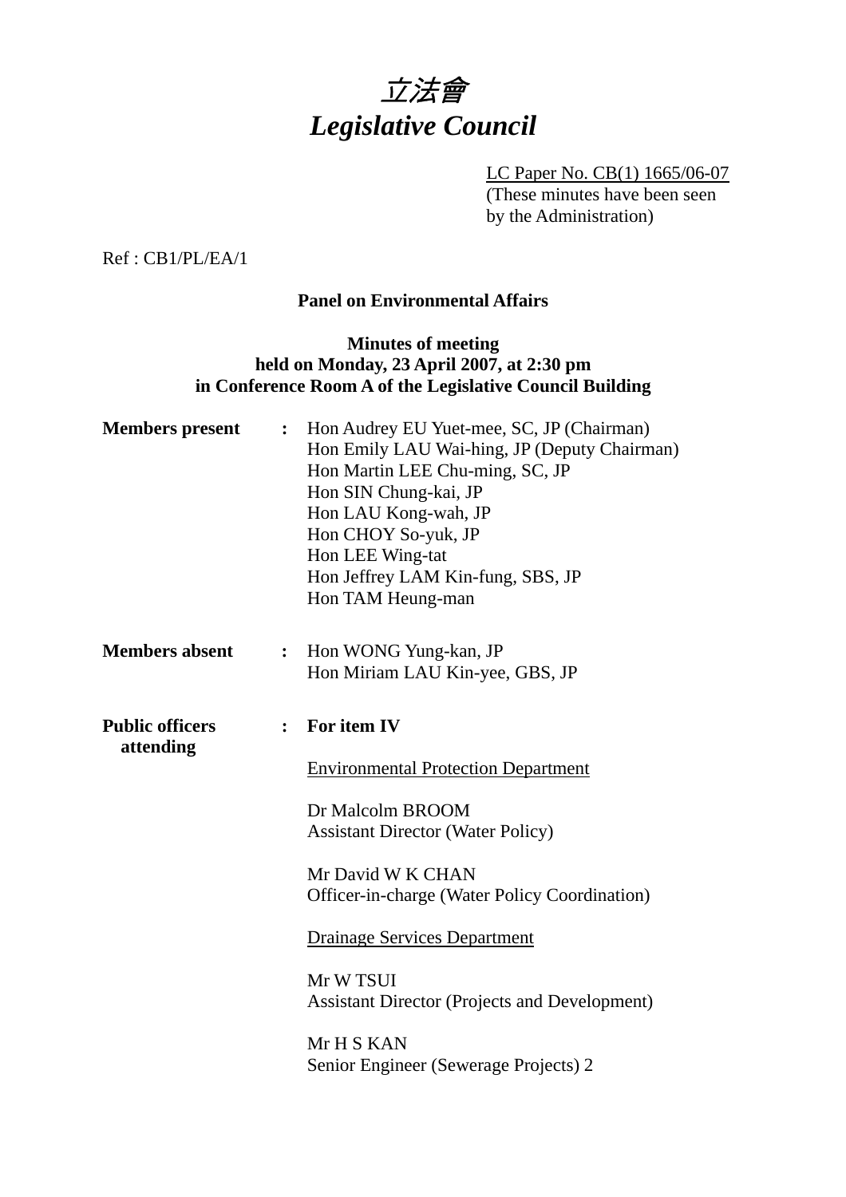# *立法會*
# *Legislative Council*

LC Paper No. CB(1) 1665/06-07
(These minutes have been seen by the Administration)

Ref : CB1/PL/EA/1

**Panel on Environmental Affairs**

**Minutes of meeting**
**held on Monday, 23 April 2007, at 2:30 pm**
**in Conference Room A of the Legislative Council Building**

**Members present** : Hon Audrey EU Yuet-mee, SC, JP (Chairman)
Hon Emily LAU Wai-hing, JP (Deputy Chairman)
Hon Martin LEE Chu-ming, SC, JP
Hon SIN Chung-kai, JP
Hon LAU Kong-wah, JP
Hon CHOY So-yuk, JP
Hon LEE Wing-tat
Hon Jeffrey LAM Kin-fung, SBS, JP
Hon TAM Heung-man

**Members absent** : Hon WONG Yung-kan, JP
Hon Miriam LAU Kin-yee, GBS, JP

**Public officers attending** : **For item IV**

Environmental Protection Department

Dr Malcolm BROOM
Assistant Director (Water Policy)

Mr David W K CHAN
Officer-in-charge (Water Policy Coordination)

Drainage Services Department

Mr W TSUI
Assistant Director (Projects and Development)

Mr H S KAN
Senior Engineer (Sewerage Projects) 2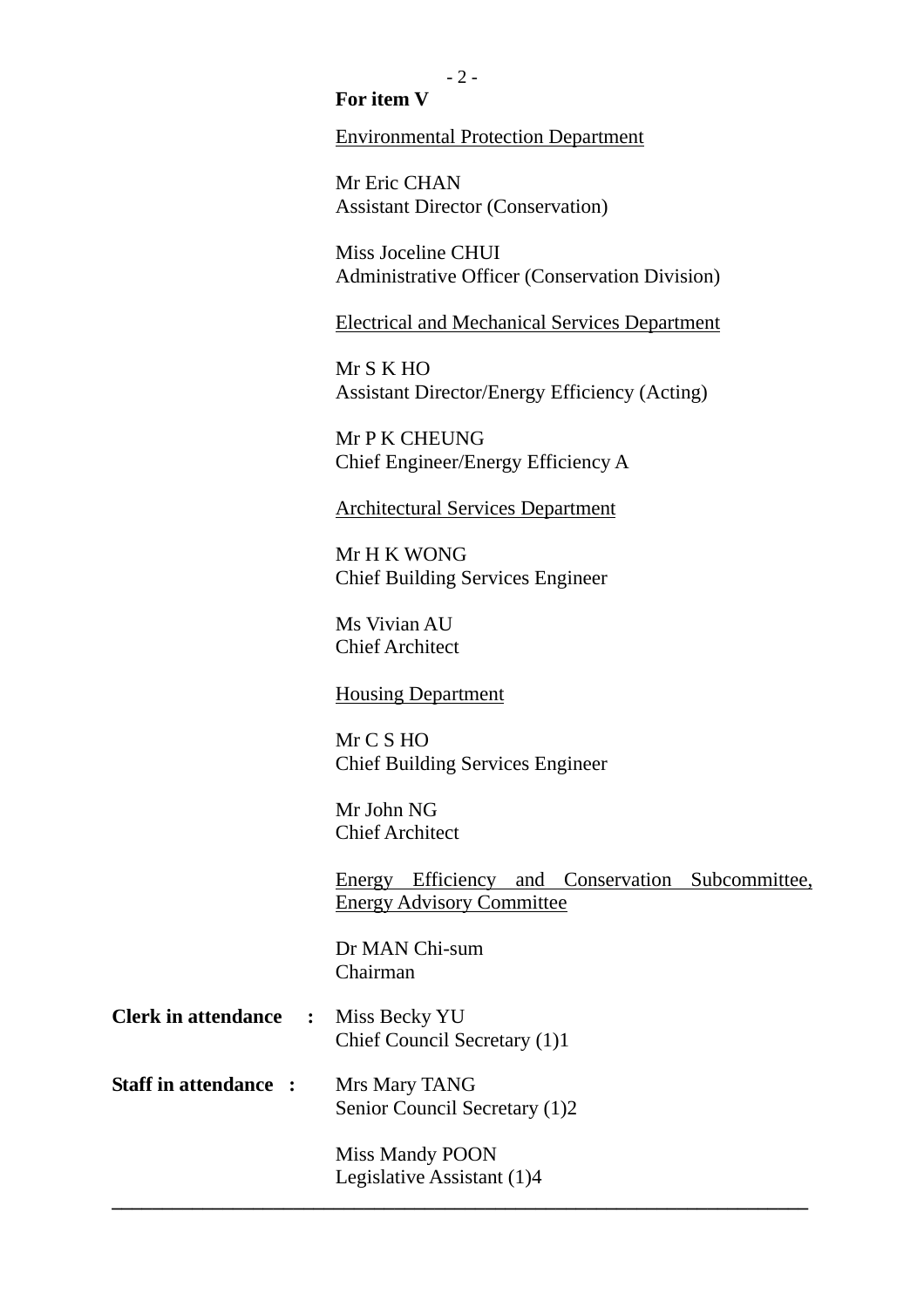**For item V**

Environmental Protection Department

Mr Eric CHAN
Assistant Director (Conservation)

Miss Joceline CHUI
Administrative Officer (Conservation Division)

Electrical and Mechanical Services Department

Mr S K HO
Assistant Director/Energy Efficiency (Acting)

Mr P K CHEUNG
Chief Engineer/Energy Efficiency A

Architectural Services Department

Mr H K WONG
Chief Building Services Engineer

Ms Vivian AU
Chief Architect

Housing Department

Mr C S HO
Chief Building Services Engineer

Mr John NG
Chief Architect

Energy Efficiency and Conservation Subcommittee, Energy Advisory Committee

Dr MAN Chi-sum
Chairman

**Clerk in attendance :** Miss Becky YU
Chief Council Secretary (1)1

**Staff in attendance :** Mrs Mary TANG
Senior Council Secretary (1)2

Miss Mandy POON
Legislative Assistant (1)4

---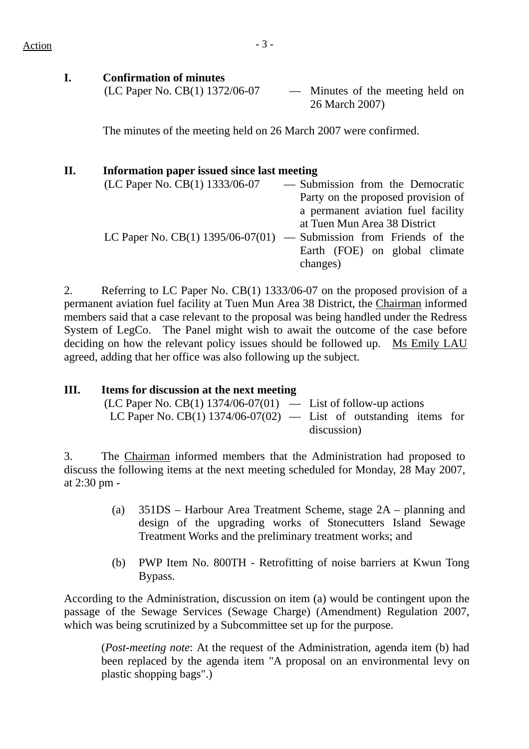Action

**I. Confirmation of minutes**

(LC Paper No. CB(1) 1372/06-07 — Minutes of the meeting held on 26 March 2007)

The minutes of the meeting held on 26 March 2007 were confirmed.

**II. Information paper issued since last meeting**

(LC Paper No. CB(1) 1333/06-07 — Submission from the Democratic Party on the proposed provision of a permanent aviation fuel facility at Tuen Mun Area 38 District

LC Paper No. CB(1) 1395/06-07(01) — Submission from Friends of the Earth (FOE) on global climate changes)

2. Referring to LC Paper No. CB(1) 1333/06-07 on the proposed provision of a permanent aviation fuel facility at Tuen Mun Area 38 District, the Chairman informed members said that a case relevant to the proposal was being handled under the Redress System of LegCo. The Panel might wish to await the outcome of the case before deciding on how the relevant policy issues should be followed up. Ms Emily LAU agreed, adding that her office was also following up the subject.

**III. Items for discussion at the next meeting**

(LC Paper No. CB(1) 1374/06-07(01) — List of follow-up actions

LC Paper No. CB(1) 1374/06-07(02) — List of outstanding items for discussion)

3. The Chairman informed members that the Administration had proposed to discuss the following items at the next meeting scheduled for Monday, 28 May 2007, at 2:30 pm -

(a) 351DS – Harbour Area Treatment Scheme, stage 2A – planning and design of the upgrading works of Stonecutters Island Sewage Treatment Works and the preliminary treatment works; and

(b) PWP Item No. 800TH - Retrofitting of noise barriers at Kwun Tong Bypass.

According to the Administration, discussion on item (a) would be contingent upon the passage of the Sewage Services (Sewage Charge) (Amendment) Regulation 2007, which was being scrutinized by a Subcommittee set up for the purpose.

(*Post-meeting note*: At the request of the Administration, agenda item (b) had been replaced by the agenda item "A proposal on an environmental levy on plastic shopping bags".)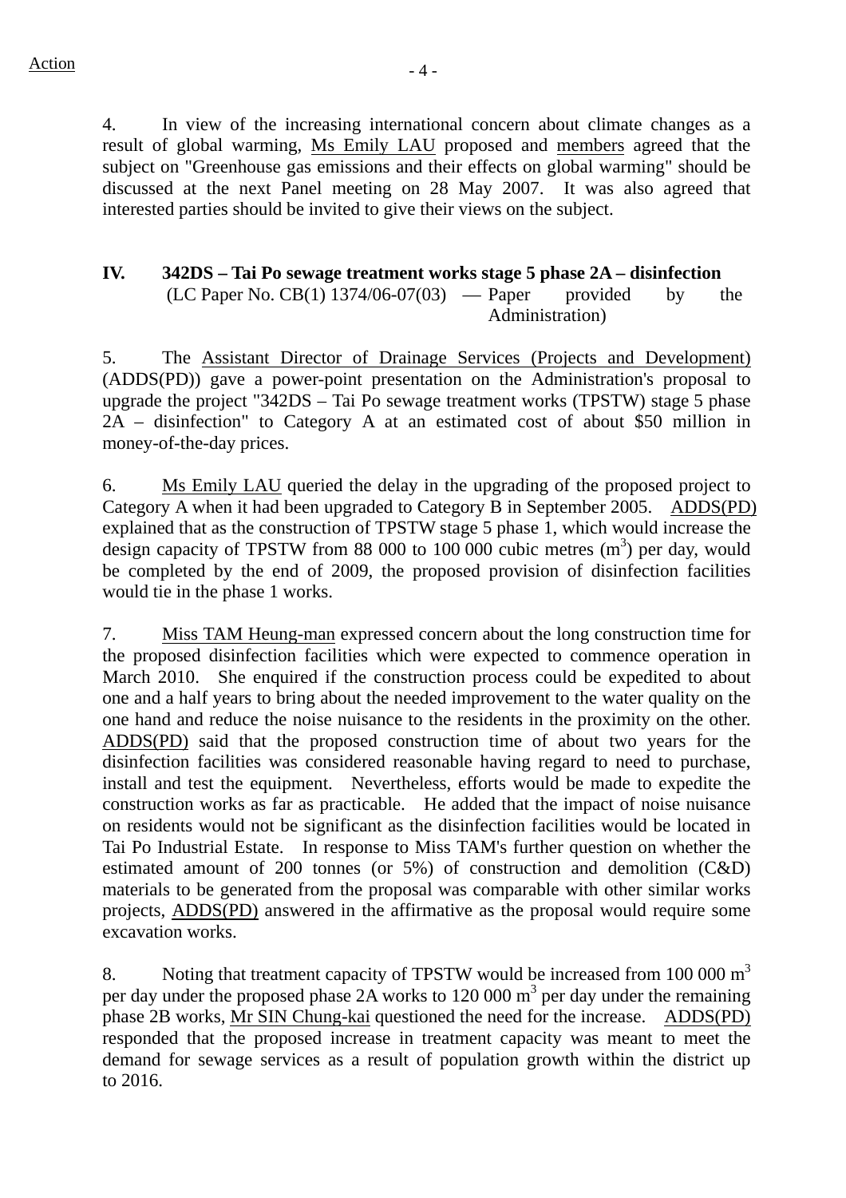Action

4. In view of the increasing international concern about climate changes as a result of global warming, Ms Emily LAU proposed and members agreed that the subject on "Greenhouse gas emissions and their effects on global warming" should be discussed at the next Panel meeting on 28 May 2007. It was also agreed that interested parties should be invited to give their views on the subject.

## IV. 342DS – Tai Po sewage treatment works stage 5 phase 2A – disinfection

(LC Paper No. CB(1) 1374/06-07(03) — Paper provided by the Administration)

5. The Assistant Director of Drainage Services (Projects and Development) (ADDS(PD)) gave a power-point presentation on the Administration's proposal to upgrade the project "342DS – Tai Po sewage treatment works (TPSTW) stage 5 phase 2A – disinfection" to Category A at an estimated cost of about $50 million in money-of-the-day prices.

6. Ms Emily LAU queried the delay in the upgrading of the proposed project to Category A when it had been upgraded to Category B in September 2005. ADDS(PD) explained that as the construction of TPSTW stage 5 phase 1, which would increase the design capacity of TPSTW from 88 000 to 100 000 cubic metres ($m^3$) per day, would be completed by the end of 2009, the proposed provision of disinfection facilities would tie in the phase 1 works.

7. Miss TAM Heung-man expressed concern about the long construction time for the proposed disinfection facilities which were expected to commence operation in March 2010. She enquired if the construction process could be expedited to about one and a half years to bring about the needed improvement to the water quality on the one hand and reduce the noise nuisance to the residents in the proximity on the other. ADDS(PD) said that the proposed construction time of about two years for the disinfection facilities was considered reasonable having regard to need to purchase, install and test the equipment. Nevertheless, efforts would be made to expedite the construction works as far as practicable. He added that the impact of noise nuisance on residents would not be significant as the disinfection facilities would be located in Tai Po Industrial Estate. In response to Miss TAM's further question on whether the estimated amount of 200 tonnes (or 5%) of construction and demolition (C&D) materials to be generated from the proposal was comparable with other similar works projects, ADDS(PD) answered in the affirmative as the proposal would require some excavation works.

8. Noting that treatment capacity of TPSTW would be increased from 100 000 $m^3$ per day under the proposed phase 2A works to 120 000 $m^3$ per day under the remaining phase 2B works, Mr SIN Chung-kai questioned the need for the increase. ADDS(PD) responded that the proposed increase in treatment capacity was meant to meet the demand for sewage services as a result of population growth within the district up to 2016.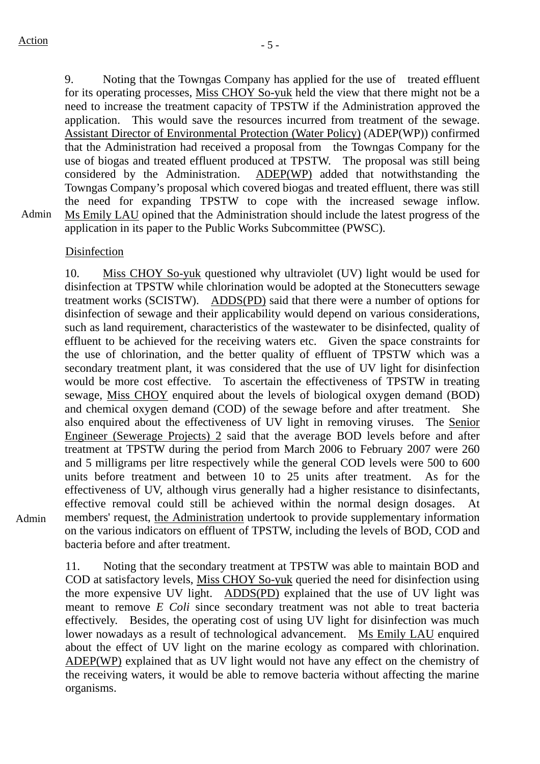Action

9. Noting that the Towngas Company has applied for the use of treated effluent for its operating processes, Miss CHOY So-yuk held the view that there might not be a need to increase the treatment capacity of TPSTW if the Administration approved the application. This would save the resources incurred from treatment of the sewage. Assistant Director of Environmental Protection (Water Policy) (ADEP(WP)) confirmed that the Administration had received a proposal from the Towngas Company for the use of biogas and treated effluent produced at TPSTW. The proposal was still being considered by the Administration. ADEP(WP) added that notwithstanding the Towngas Company's proposal which covered biogas and treated effluent, there was still the need for expanding TPSTW to cope with the increased sewage inflow. Ms Emily LAU opined that the Administration should include the latest progress of the application in its paper to the Public Works Subcommittee (PWSC).

Admin

Disinfection

10. Miss CHOY So-yuk questioned why ultraviolet (UV) light would be used for disinfection at TPSTW while chlorination would be adopted at the Stonecutters sewage treatment works (SCISTW). ADDS(PD) said that there were a number of options for disinfection of sewage and their applicability would depend on various considerations, such as land requirement, characteristics of the wastewater to be disinfected, quality of effluent to be achieved for the receiving waters etc. Given the space constraints for the use of chlorination, and the better quality of effluent of TPSTW which was a secondary treatment plant, it was considered that the use of UV light for disinfection would be more cost effective. To ascertain the effectiveness of TPSTW in treating sewage, Miss CHOY enquired about the levels of biological oxygen demand (BOD) and chemical oxygen demand (COD) of the sewage before and after treatment. She also enquired about the effectiveness of UV light in removing viruses. The Senior Engineer (Sewerage Projects) 2 said that the average BOD levels before and after treatment at TPSTW during the period from March 2006 to February 2007 were 260 and 5 milligrams per litre respectively while the general COD levels were 500 to 600 units before treatment and between 10 to 25 units after treatment. As for the effectiveness of UV, although virus generally had a higher resistance to disinfectants, effective removal could still be achieved within the normal design dosages. At members' request, the Administration undertook to provide supplementary information on the various indicators on effluent of TPSTW, including the levels of BOD, COD and bacteria before and after treatment.

Admin

11. Noting that the secondary treatment at TPSTW was able to maintain BOD and COD at satisfactory levels, Miss CHOY So-yuk queried the need for disinfection using the more expensive UV light. ADDS(PD) explained that the use of UV light was meant to remove *E Coli* since secondary treatment was not able to treat bacteria effectively. Besides, the operating cost of using UV light for disinfection was much lower nowadays as a result of technological advancement. Ms Emily LAU enquired about the effect of UV light on the marine ecology as compared with chlorination. ADEP(WP) explained that as UV light would not have any effect on the chemistry of the receiving waters, it would be able to remove bacteria without affecting the marine organisms.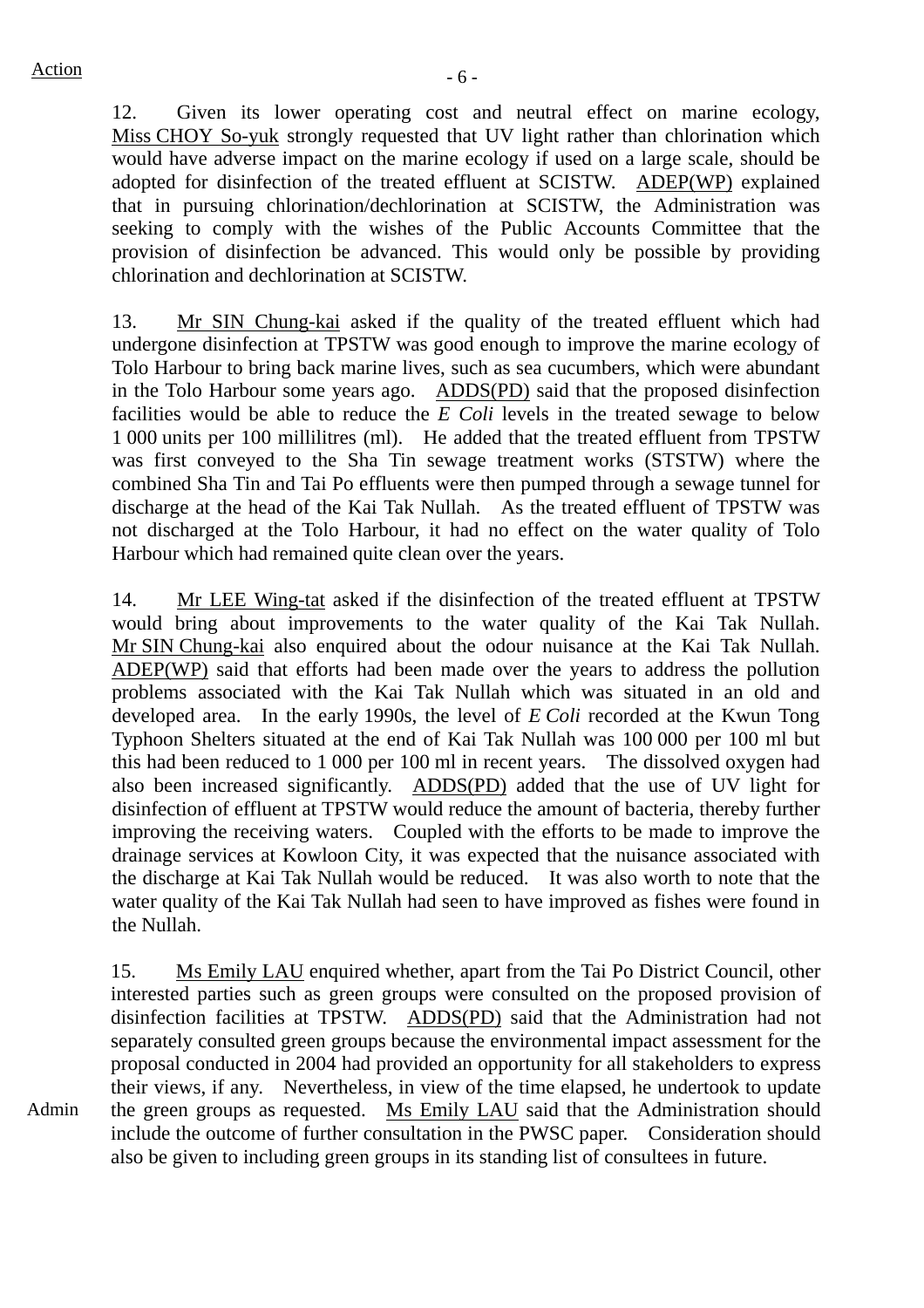Action

12. Given its lower operating cost and neutral effect on marine ecology, Miss CHOY So-yuk strongly requested that UV light rather than chlorination which would have adverse impact on the marine ecology if used on a large scale, should be adopted for disinfection of the treated effluent at SCISTW. ADEP(WP) explained that in pursuing chlorination/dechlorination at SCISTW, the Administration was seeking to comply with the wishes of the Public Accounts Committee that the provision of disinfection be advanced. This would only be possible by providing chlorination and dechlorination at SCISTW.

13. Mr SIN Chung-kai asked if the quality of the treated effluent which had undergone disinfection at TPSTW was good enough to improve the marine ecology of Tolo Harbour to bring back marine lives, such as sea cucumbers, which were abundant in the Tolo Harbour some years ago. ADDS(PD) said that the proposed disinfection facilities would be able to reduce the *E Coli* levels in the treated sewage to below 1 000 units per 100 millilitres (ml). He added that the treated effluent from TPSTW was first conveyed to the Sha Tin sewage treatment works (STSTW) where the combined Sha Tin and Tai Po effluents were then pumped through a sewage tunnel for discharge at the head of the Kai Tak Nullah. As the treated effluent of TPSTW was not discharged at the Tolo Harbour, it had no effect on the water quality of Tolo Harbour which had remained quite clean over the years.

14. Mr LEE Wing-tat asked if the disinfection of the treated effluent at TPSTW would bring about improvements to the water quality of the Kai Tak Nullah. Mr SIN Chung-kai also enquired about the odour nuisance at the Kai Tak Nullah. ADEP(WP) said that efforts had been made over the years to address the pollution problems associated with the Kai Tak Nullah which was situated in an old and developed area. In the early 1990s, the level of *E Coli* recorded at the Kwun Tong Typhoon Shelters situated at the end of Kai Tak Nullah was 100 000 per 100 ml but this had been reduced to 1 000 per 100 ml in recent years. The dissolved oxygen had also been increased significantly. ADDS(PD) added that the use of UV light for disinfection of effluent at TPSTW would reduce the amount of bacteria, thereby further improving the receiving waters. Coupled with the efforts to be made to improve the drainage services at Kowloon City, it was expected that the nuisance associated with the discharge at Kai Tak Nullah would be reduced. It was also worth to note that the water quality of the Kai Tak Nullah had seen to have improved as fishes were found in the Nullah.

15. Ms Emily LAU enquired whether, apart from the Tai Po District Council, other interested parties such as green groups were consulted on the proposed provision of disinfection facilities at TPSTW. ADDS(PD) said that the Administration had not separately consulted green groups because the environmental impact assessment for the proposal conducted in 2004 had provided an opportunity for all stakeholders to express their views, if any. Nevertheless, in view of the time elapsed, he undertook to update the green groups as requested. Ms Emily LAU said that the Administration should include the outcome of further consultation in the PWSC paper. Consideration should also be given to including green groups in its standing list of consultees in future.

Admin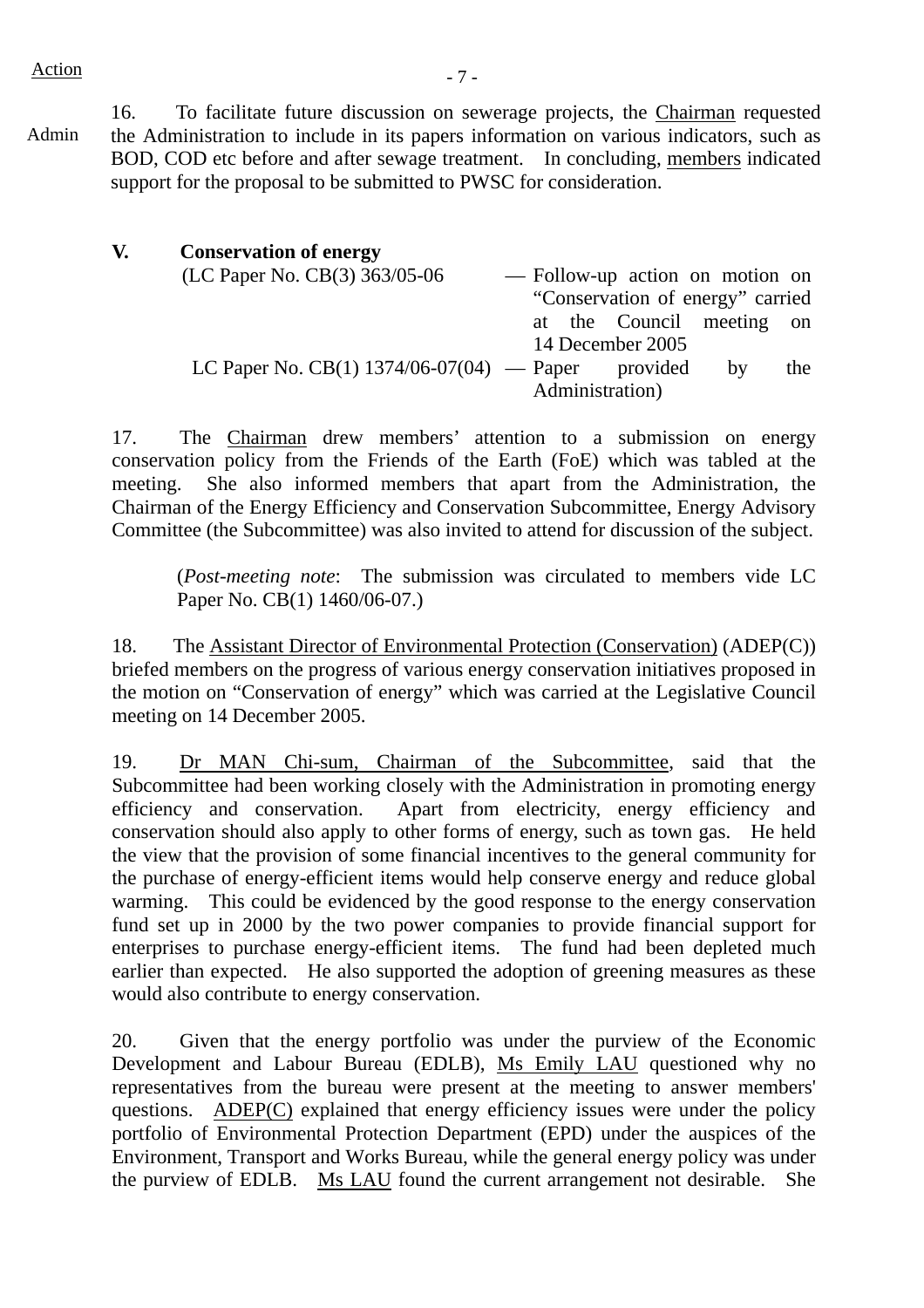Action

Admin

16. To facilitate future discussion on sewerage projects, the Chairman requested the Administration to include in its papers information on various indicators, such as BOD, COD etc before and after sewage treatment. In concluding, members indicated support for the proposal to be submitted to PWSC for consideration.

## V. Conservation of energy

(LC Paper No. CB(3) 363/05-06 — Follow-up action on motion on "Conservation of energy" carried at the Council meeting on 14 December 2005

LC Paper No. CB(1) 1374/06-07(04) — Paper provided by the Administration)

17. The Chairman drew members' attention to a submission on energy conservation policy from the Friends of the Earth (FoE) which was tabled at the meeting. She also informed members that apart from the Administration, the Chairman of the Energy Efficiency and Conservation Subcommittee, Energy Advisory Committee (the Subcommittee) was also invited to attend for discussion of the subject.

(*Post-meeting note*: The submission was circulated to members vide LC Paper No. CB(1) 1460/06-07.)

18. The Assistant Director of Environmental Protection (Conservation) (ADEP(C)) briefed members on the progress of various energy conservation initiatives proposed in the motion on "Conservation of energy" which was carried at the Legislative Council meeting on 14 December 2005.

19. Dr MAN Chi-sum, Chairman of the Subcommittee, said that the Subcommittee had been working closely with the Administration in promoting energy efficiency and conservation. Apart from electricity, energy efficiency and conservation should also apply to other forms of energy, such as town gas. He held the view that the provision of some financial incentives to the general community for the purchase of energy-efficient items would help conserve energy and reduce global warming. This could be evidenced by the good response to the energy conservation fund set up in 2000 by the two power companies to provide financial support for enterprises to purchase energy-efficient items. The fund had been depleted much earlier than expected. He also supported the adoption of greening measures as these would also contribute to energy conservation.

20. Given that the energy portfolio was under the purview of the Economic Development and Labour Bureau (EDLB), Ms Emily LAU questioned why no representatives from the bureau were present at the meeting to answer members' questions. ADEP(C) explained that energy efficiency issues were under the policy portfolio of Environmental Protection Department (EPD) under the auspices of the Environment, Transport and Works Bureau, while the general energy policy was under the purview of EDLB. Ms LAU found the current arrangement not desirable. She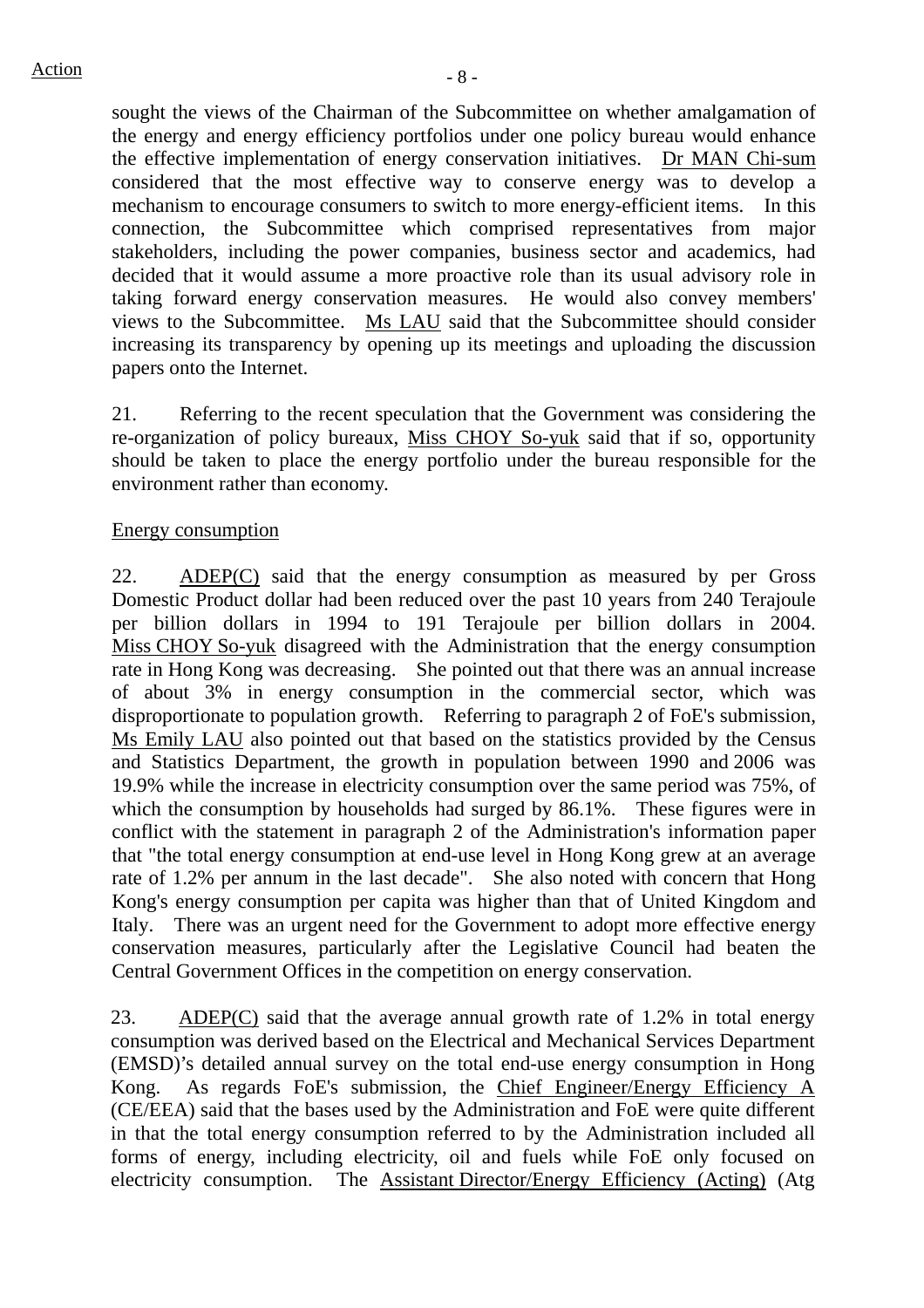sought the views of the Chairman of the Subcommittee on whether amalgamation of the energy and energy efficiency portfolios under one policy bureau would enhance the effective implementation of energy conservation initiatives. Dr MAN Chi-sum considered that the most effective way to conserve energy was to develop a mechanism to encourage consumers to switch to more energy-efficient items. In this connection, the Subcommittee which comprised representatives from major stakeholders, including the power companies, business sector and academics, had decided that it would assume a more proactive role than its usual advisory role in taking forward energy conservation measures. He would also convey members' views to the Subcommittee. Ms LAU said that the Subcommittee should consider increasing its transparency by opening up its meetings and uploading the discussion papers onto the Internet.

21. Referring to the recent speculation that the Government was considering the re-organization of policy bureaux, Miss CHOY So-yuk said that if so, opportunity should be taken to place the energy portfolio under the bureau responsible for the environment rather than economy.

Energy consumption

22. ADEP(C) said that the energy consumption as measured by per Gross Domestic Product dollar had been reduced over the past 10 years from 240 Terajoule per billion dollars in 1994 to 191 Terajoule per billion dollars in 2004. Miss CHOY So-yuk disagreed with the Administration that the energy consumption rate in Hong Kong was decreasing. She pointed out that there was an annual increase of about 3% in energy consumption in the commercial sector, which was disproportionate to population growth. Referring to paragraph 2 of FoE's submission, Ms Emily LAU also pointed out that based on the statistics provided by the Census and Statistics Department, the growth in population between 1990 and 2006 was 19.9% while the increase in electricity consumption over the same period was 75%, of which the consumption by households had surged by 86.1%. These figures were in conflict with the statement in paragraph 2 of the Administration's information paper that "the total energy consumption at end-use level in Hong Kong grew at an average rate of 1.2% per annum in the last decade". She also noted with concern that Hong Kong's energy consumption per capita was higher than that of United Kingdom and Italy. There was an urgent need for the Government to adopt more effective energy conservation measures, particularly after the Legislative Council had beaten the Central Government Offices in the competition on energy conservation.

23. ADEP(C) said that the average annual growth rate of 1.2% in total energy consumption was derived based on the Electrical and Mechanical Services Department (EMSD)'s detailed annual survey on the total end-use energy consumption in Hong Kong. As regards FoE's submission, the Chief Engineer/Energy Efficiency A (CE/EEA) said that the bases used by the Administration and FoE were quite different in that the total energy consumption referred to by the Administration included all forms of energy, including electricity, oil and fuels while FoE only focused on electricity consumption. The Assistant Director/Energy Efficiency (Acting) (Atg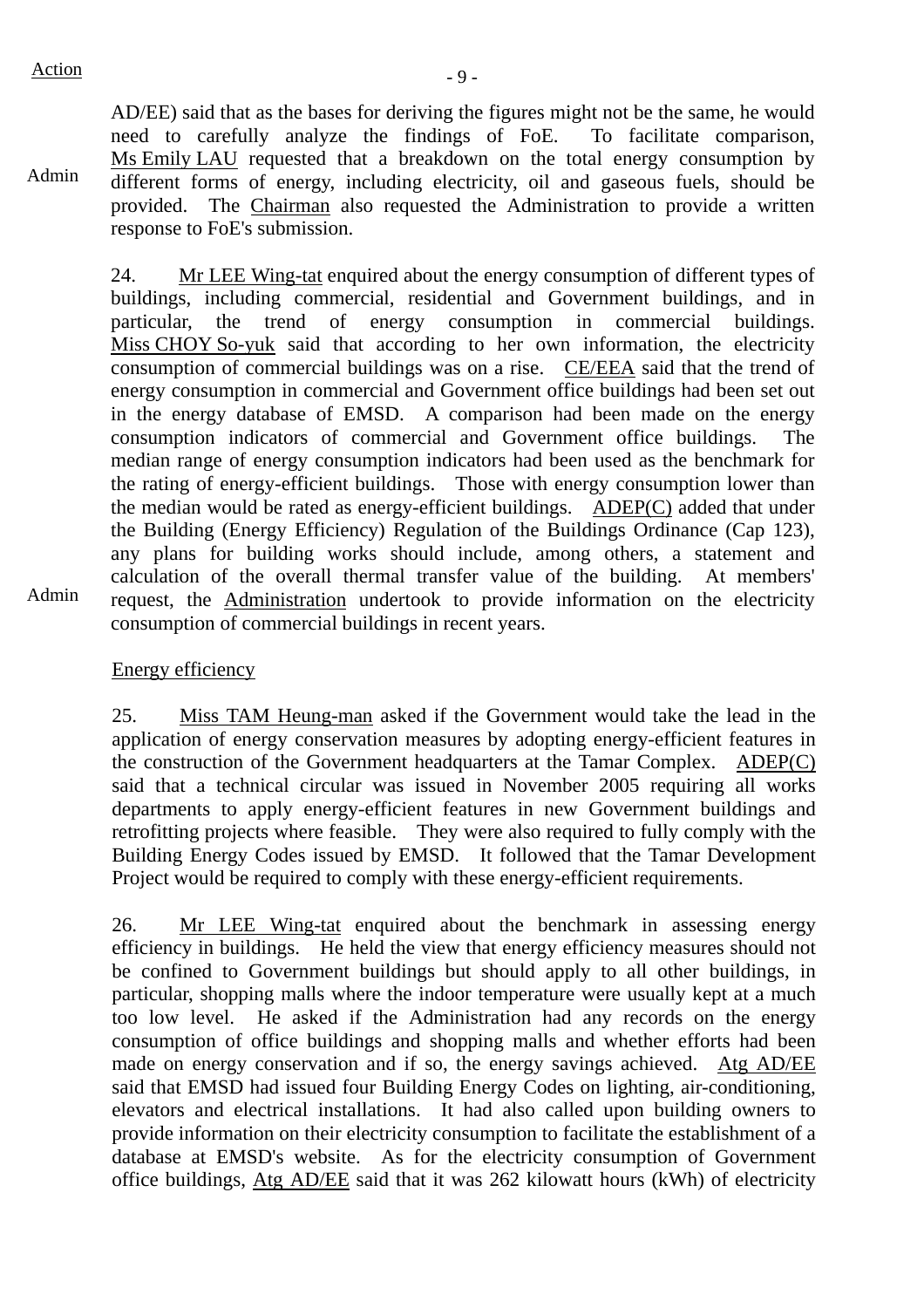Action

AD/EE) said that as the bases for deriving the figures might not be the same, he would need to carefully analyze the findings of FoE. To facilitate comparison, Ms Emily LAU requested that a breakdown on the total energy consumption by different forms of energy, including electricity, oil and gaseous fuels, should be provided. The Chairman also requested the Administration to provide a written response to FoE's submission.

Admin

24. Mr LEE Wing-tat enquired about the energy consumption of different types of buildings, including commercial, residential and Government buildings, and in particular, the trend of energy consumption in commercial buildings. Miss CHOY So-yuk said that according to her own information, the electricity consumption of commercial buildings was on a rise. CE/EEA said that the trend of energy consumption in commercial and Government office buildings had been set out in the energy database of EMSD. A comparison had been made on the energy consumption indicators of commercial and Government office buildings. The median range of energy consumption indicators had been used as the benchmark for the rating of energy-efficient buildings. Those with energy consumption lower than the median would be rated as energy-efficient buildings. ADEP(C) added that under the Building (Energy Efficiency) Regulation of the Buildings Ordinance (Cap 123), any plans for building works should include, among others, a statement and calculation of the overall thermal transfer value of the building. At members' request, the Administration undertook to provide information on the electricity consumption of commercial buildings in recent years.

Admin

Energy efficiency

25. Miss TAM Heung-man asked if the Government would take the lead in the application of energy conservation measures by adopting energy-efficient features in the construction of the Government headquarters at the Tamar Complex. ADEP(C) said that a technical circular was issued in November 2005 requiring all works departments to apply energy-efficient features in new Government buildings and retrofitting projects where feasible. They were also required to fully comply with the Building Energy Codes issued by EMSD. It followed that the Tamar Development Project would be required to comply with these energy-efficient requirements.

26. Mr LEE Wing-tat enquired about the benchmark in assessing energy efficiency in buildings. He held the view that energy efficiency measures should not be confined to Government buildings but should apply to all other buildings, in particular, shopping malls where the indoor temperature were usually kept at a much too low level. He asked if the Administration had any records on the energy consumption of office buildings and shopping malls and whether efforts had been made on energy conservation and if so, the energy savings achieved. Atg AD/EE said that EMSD had issued four Building Energy Codes on lighting, air-conditioning, elevators and electrical installations. It had also called upon building owners to provide information on their electricity consumption to facilitate the establishment of a database at EMSD's website. As for the electricity consumption of Government office buildings, Atg AD/EE said that it was 262 kilowatt hours (kWh) of electricity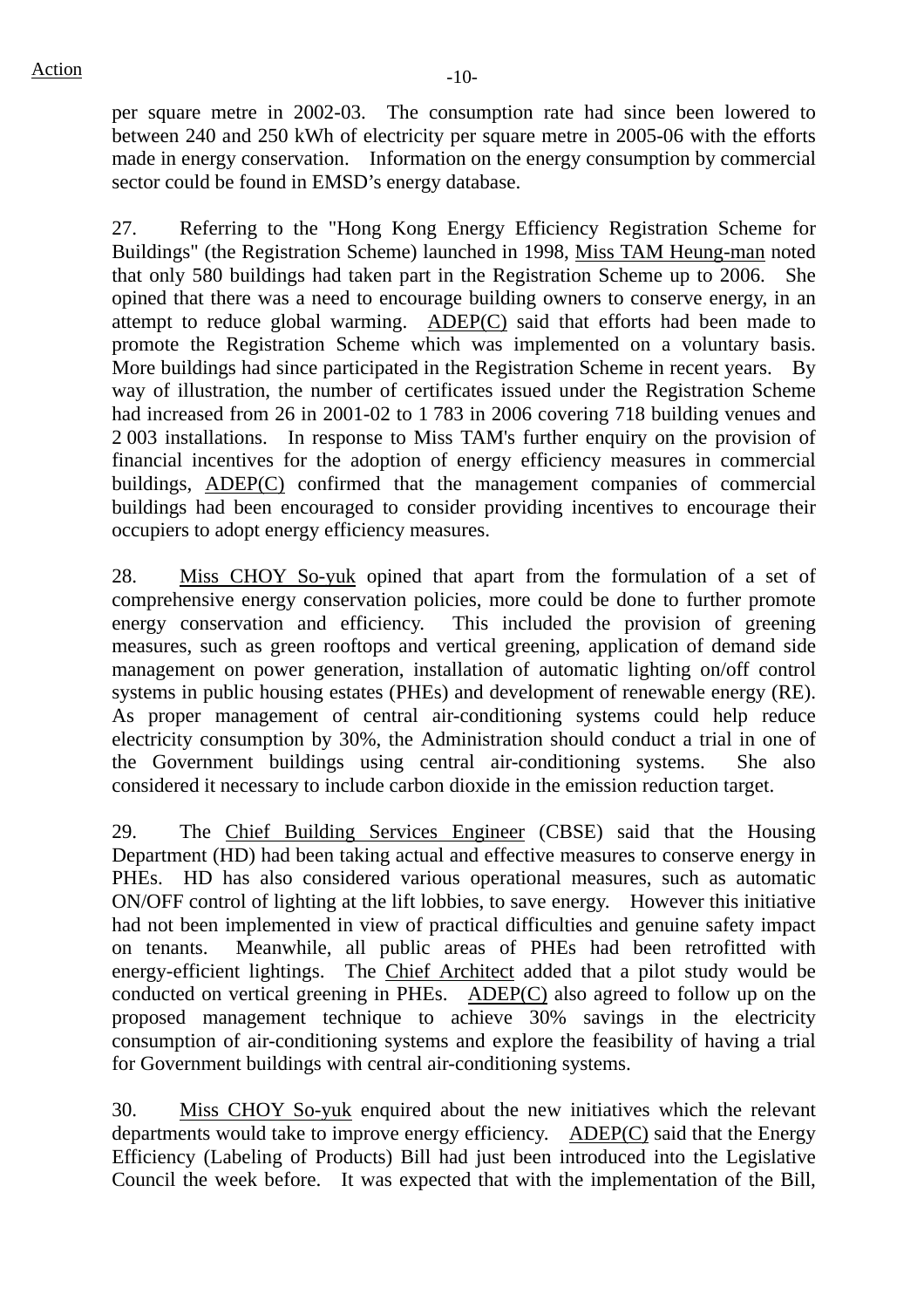per square metre in 2002-03. The consumption rate had since been lowered to between 240 and 250 kWh of electricity per square metre in 2005-06 with the efforts made in energy conservation. Information on the energy consumption by commercial sector could be found in EMSD's energy database.

27. Referring to the "Hong Kong Energy Efficiency Registration Scheme for Buildings" (the Registration Scheme) launched in 1998, Miss TAM Heung-man noted that only 580 buildings had taken part in the Registration Scheme up to 2006. She opined that there was a need to encourage building owners to conserve energy, in an attempt to reduce global warming. ADEP(C) said that efforts had been made to promote the Registration Scheme which was implemented on a voluntary basis. More buildings had since participated in the Registration Scheme in recent years. By way of illustration, the number of certificates issued under the Registration Scheme had increased from 26 in 2001-02 to 1 783 in 2006 covering 718 building venues and 2 003 installations. In response to Miss TAM's further enquiry on the provision of financial incentives for the adoption of energy efficiency measures in commercial buildings, ADEP(C) confirmed that the management companies of commercial buildings had been encouraged to consider providing incentives to encourage their occupiers to adopt energy efficiency measures.

28. Miss CHOY So-yuk opined that apart from the formulation of a set of comprehensive energy conservation policies, more could be done to further promote energy conservation and efficiency. This included the provision of greening measures, such as green rooftops and vertical greening, application of demand side management on power generation, installation of automatic lighting on/off control systems in public housing estates (PHEs) and development of renewable energy (RE). As proper management of central air-conditioning systems could help reduce electricity consumption by 30%, the Administration should conduct a trial in one of the Government buildings using central air-conditioning systems. She also considered it necessary to include carbon dioxide in the emission reduction target.

29. The Chief Building Services Engineer (CBSE) said that the Housing Department (HD) had been taking actual and effective measures to conserve energy in PHEs. HD has also considered various operational measures, such as automatic ON/OFF control of lighting at the lift lobbies, to save energy. However this initiative had not been implemented in view of practical difficulties and genuine safety impact on tenants. Meanwhile, all public areas of PHEs had been retrofitted with energy-efficient lightings. The Chief Architect added that a pilot study would be conducted on vertical greening in PHEs. ADEP(C) also agreed to follow up on the proposed management technique to achieve 30% savings in the electricity consumption of air-conditioning systems and explore the feasibility of having a trial for Government buildings with central air-conditioning systems.

30. Miss CHOY So-yuk enquired about the new initiatives which the relevant departments would take to improve energy efficiency. ADEP(C) said that the Energy Efficiency (Labeling of Products) Bill had just been introduced into the Legislative Council the week before. It was expected that with the implementation of the Bill,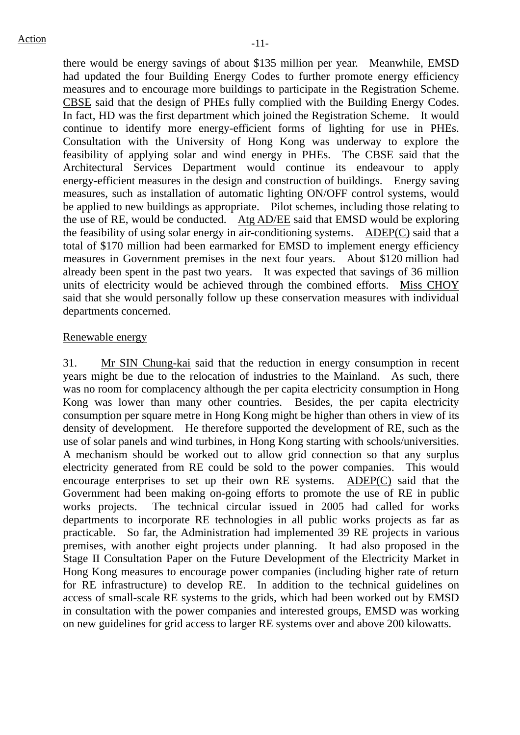Action

there would be energy savings of about $135 million per year. Meanwhile, EMSD had updated the four Building Energy Codes to further promote energy efficiency measures and to encourage more buildings to participate in the Registration Scheme. CBSE said that the design of PHEs fully complied with the Building Energy Codes. In fact, HD was the first department which joined the Registration Scheme. It would continue to identify more energy-efficient forms of lighting for use in PHEs. Consultation with the University of Hong Kong was underway to explore the feasibility of applying solar and wind energy in PHEs. The CBSE said that the Architectural Services Department would continue its endeavour to apply energy-efficient measures in the design and construction of buildings. Energy saving measures, such as installation of automatic lighting ON/OFF control systems, would be applied to new buildings as appropriate. Pilot schemes, including those relating to the use of RE, would be conducted. Atg AD/EE said that EMSD would be exploring the feasibility of using solar energy in air-conditioning systems. ADEP(C) said that a total of $170 million had been earmarked for EMSD to implement energy efficiency measures in Government premises in the next four years. About $120 million had already been spent in the past two years. It was expected that savings of 36 million units of electricity would be achieved through the combined efforts. Miss CHOY said that she would personally follow up these conservation measures with individual departments concerned.

Renewable energy

31. Mr SIN Chung-kai said that the reduction in energy consumption in recent years might be due to the relocation of industries to the Mainland. As such, there was no room for complacency although the per capita electricity consumption in Hong Kong was lower than many other countries. Besides, the per capita electricity consumption per square metre in Hong Kong might be higher than others in view of its density of development. He therefore supported the development of RE, such as the use of solar panels and wind turbines, in Hong Kong starting with schools/universities. A mechanism should be worked out to allow grid connection so that any surplus electricity generated from RE could be sold to the power companies. This would encourage enterprises to set up their own RE systems. ADEP(C) said that the Government had been making on-going efforts to promote the use of RE in public works projects. The technical circular issued in 2005 had called for works departments to incorporate RE technologies in all public works projects as far as practicable. So far, the Administration had implemented 39 RE projects in various premises, with another eight projects under planning. It had also proposed in the Stage II Consultation Paper on the Future Development of the Electricity Market in Hong Kong measures to encourage power companies (including higher rate of return for RE infrastructure) to develop RE. In addition to the technical guidelines on access of small-scale RE systems to the grids, which had been worked out by EMSD in consultation with the power companies and interested groups, EMSD was working on new guidelines for grid access to larger RE systems over and above 200 kilowatts.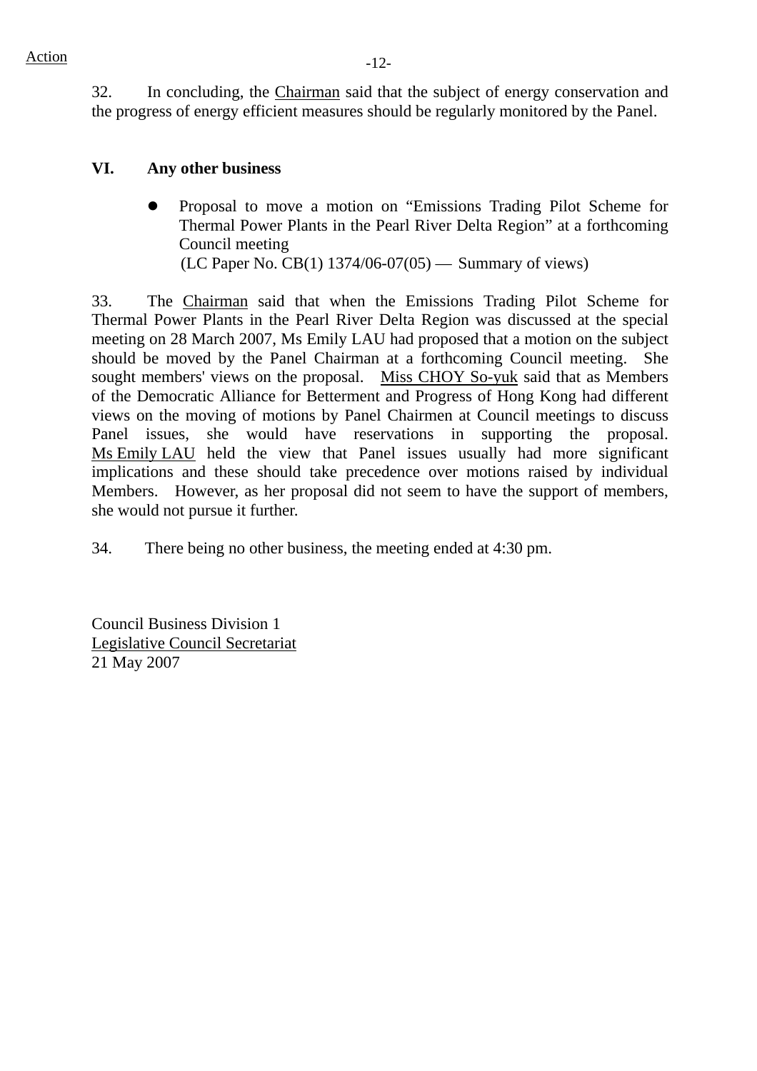Action

32. In concluding, the Chairman said that the subject of energy conservation and the progress of energy efficient measures should be regularly monitored by the Panel.

**VI. Any other business**

- Proposal to move a motion on "Emissions Trading Pilot Scheme for Thermal Power Plants in the Pearl River Delta Region" at a forthcoming Council meeting
  (LC Paper No. CB(1) 1374/06-07(05) — Summary of views)

33. The Chairman said that when the Emissions Trading Pilot Scheme for Thermal Power Plants in the Pearl River Delta Region was discussed at the special meeting on 28 March 2007, Ms Emily LAU had proposed that a motion on the subject should be moved by the Panel Chairman at a forthcoming Council meeting. She sought members' views on the proposal. Miss CHOY So-yuk said that as Members of the Democratic Alliance for Betterment and Progress of Hong Kong had different views on the moving of motions by Panel Chairmen at Council meetings to discuss Panel issues, she would have reservations in supporting the proposal. Ms Emily LAU held the view that Panel issues usually had more significant implications and these should take precedence over motions raised by individual Members. However, as her proposal did not seem to have the support of members, she would not pursue it further.

34. There being no other business, the meeting ended at 4:30 pm.

Council Business Division 1
Legislative Council Secretariat
21 May 2007